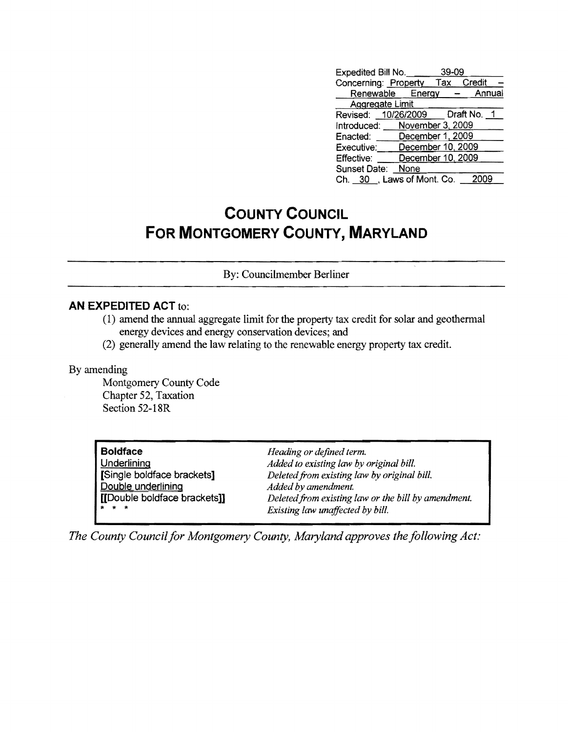Expedited Bill No. 39-09
Concerning: Property Tax Credit – Renewable Energy – Annual Aggregate Limit
Revised: 10/26/2009 Draft No. 1
Introduced: November 3, 2009
Enacted: December 1, 2009
Executive: December 10, 2009
Effective: December 10, 2009
Sunset Date: None
Ch. 30, Laws of Mont. Co. 2009

# COUNTY COUNCIL FOR MONTGOMERY COUNTY, MARYLAND

By: Councilmember Berliner

## AN EXPEDITED ACT to:

(1) amend the annual aggregate limit for the property tax credit for solar and geothermal energy devices and energy conservation devices; and
(2) generally amend the law relating to the renewable energy property tax credit.

By amending
Montgomery County Code
Chapter 52, Taxation
Section 52-18R

| | |
|---|---|
| **Boldface** | *Heading or defined term.* |
| Underlining | *Added to existing law by original bill.* |
| **[Single boldface brackets]** | *Deleted from existing law by original bill.* |
| Double underlining | *Added by amendment.* |
| **[[Double boldface brackets]]** | *Deleted from existing law or the bill by amendment.* |
| * * * | *Existing law unaffected by bill.* |

*The County Council for Montgomery County, Maryland approves the following Act:*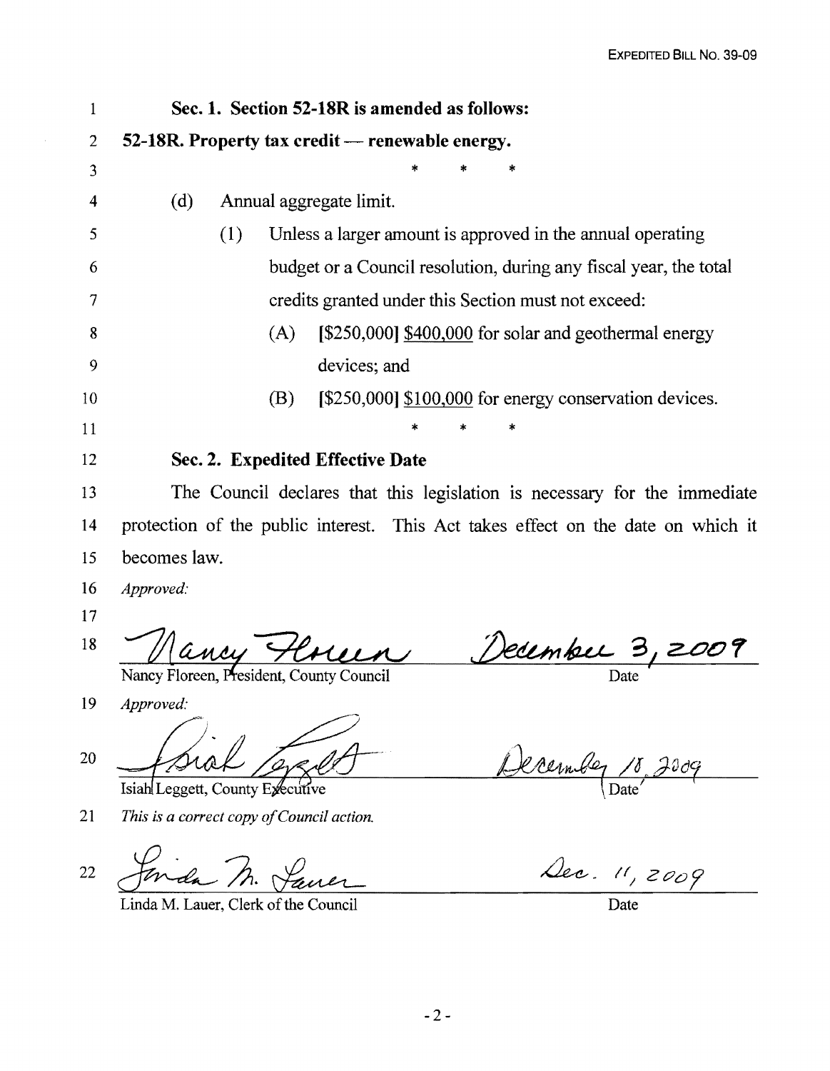**Sec. 1. Section 52-18R is amended as follows:**

**52-18R. Property tax credit — renewable energy.**

\* \* \*

(d) Annual aggregate limit.

(1) Unless a larger amount is approved in the annual operating budget or a Council resolution, during any fiscal year, the total credits granted under this Section must not exceed:

(A) **[**$250,000**]** <u>$400,000</u> for solar and geothermal energy devices; and

(B) **[**$250,000**]** <u>$100,000</u> for energy conservation devices.

\* \* \*

**Sec. 2. Expedited Effective Date**

The Council declares that this legislation is necessary for the immediate protection of the public interest. This Act takes effect on the date on which it becomes law.

*Approved:*

Nancy Floreen — December 3, 2009

Nancy Floreen, President, County Council — Date

*Approved:*

Isiah Leggett — December 18, 2009

Isiah Leggett, County Executive — Date

*This is a correct copy of Council action.*

Linda M. Lauer — Dec. 11, 2009

Linda M. Lauer, Clerk of the Council — Date